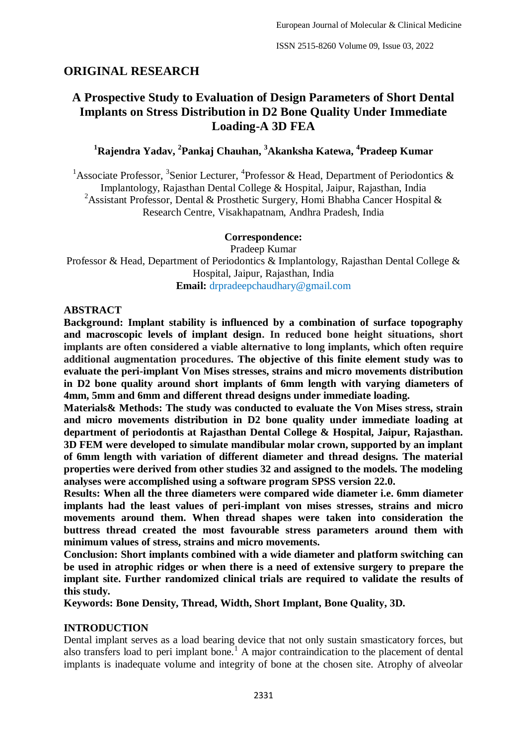## ORIGINAL RESEARCH

# A Prospective Study to Evaluation of Design Parameters of Short Dental Implants on Stress Distribution in D2 Bone Quality Under Immediate Loading-A 3D FEA

**[1]Rajendra Yadav, [2]Pankaj Chauhan, [3]Akanksha Katewa, [4]Pradeep Kumar**

[1]Associate Professor, [3]Senior Lecturer, [4]Professor & Head, Department of Periodontics & Implantology, Rajasthan Dental College & Hospital, Jaipur, Rajasthan, India
[2]Assistant Professor, Dental & Prosthetic Surgery, Homi Bhabha Cancer Hospital & Research Centre, Visakhapatnam, Andhra Pradesh, India

**Correspondence:**
Pradeep Kumar
Professor & Head, Department of Periodontics & Implantology, Rajasthan Dental College & Hospital, Jaipur, Rajasthan, India
**Email:** drpradeepchaudhary@gmail.com

## ABSTRACT

**Background: Implant stability is influenced by a combination of surface topography and macroscopic levels of implant design. In reduced bone height situations, short implants are often considered a viable alternative to long implants, which often require additional augmentation procedures. The objective of this finite element study was to evaluate the peri-implant Von Mises stresses, strains and micro movements distribution in D2 bone quality around short implants of 6mm length with varying diameters of 4mm, 5mm and 6mm and different thread designs under immediate loading.**

**Materials& Methods: The study was conducted to evaluate the Von Mises stress, strain and micro movements distribution in D2 bone quality under immediate loading at department of periodontis at Rajasthan Dental College & Hospital, Jaipur, Rajasthan. 3D FEM were developed to simulate mandibular molar crown, supported by an implant of 6mm length with variation of different diameter and thread designs. The material properties were derived from other studies 32 and assigned to the models. The modeling analyses were accomplished using a software program SPSS version 22.0.**

**Results: When all the three diameters were compared wide diameter i.e. 6mm diameter implants had the least values of peri-implant von mises stresses, strains and micro movements around them. When thread shapes were taken into consideration the buttress thread created the most favourable stress parameters around them with minimum values of stress, strains and micro movements.**

**Conclusion: Short implants combined with a wide diameter and platform switching can be used in atrophic ridges or when there is a need of extensive surgery to prepare the implant site. Further randomized clinical trials are required to validate the results of this study.**

**Keywords: Bone Density, Thread, Width, Short Implant, Bone Quality, 3D.**

## INTRODUCTION

Dental implant serves as a load bearing device that not only sustain smasticatory forces, but also transfers load to peri implant bone.[1] A major contraindication to the placement of dental implants is inadequate volume and integrity of bone at the chosen site. Atrophy of alveolar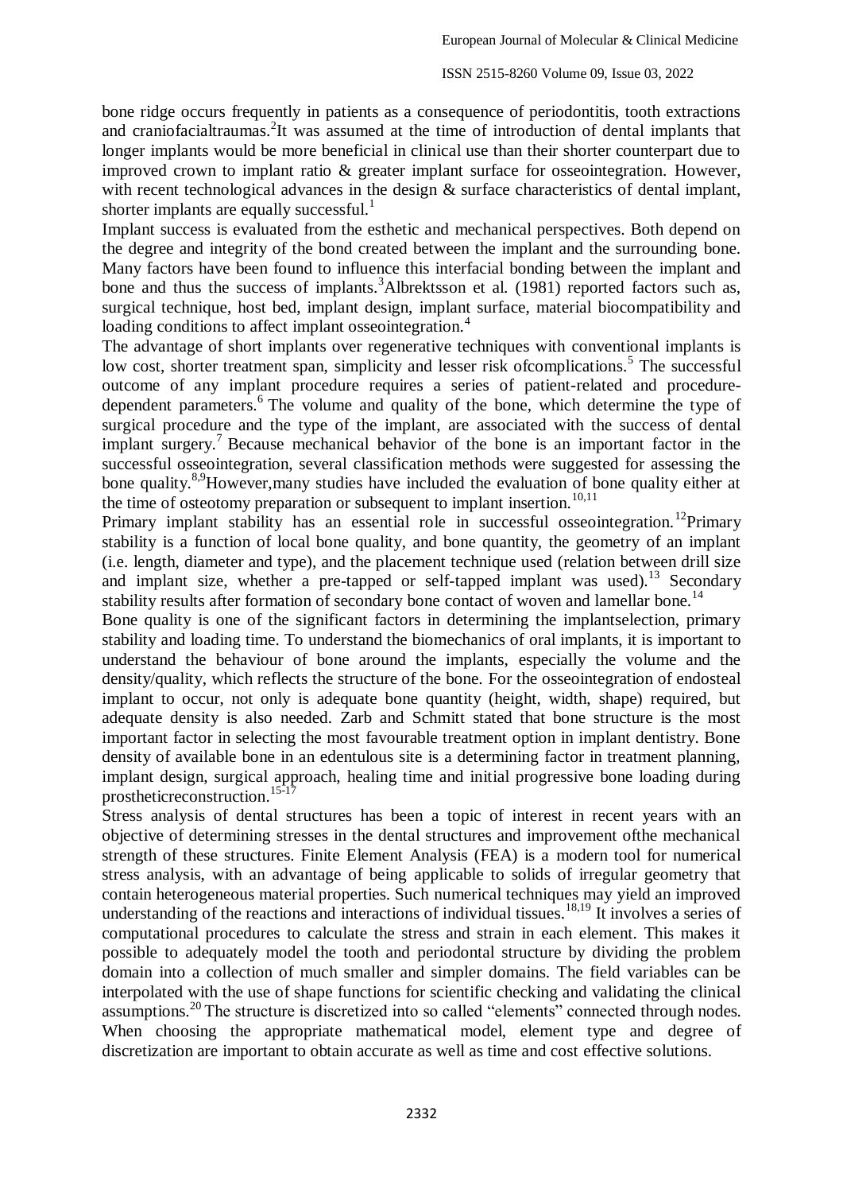bone ridge occurs frequently in patients as a consequence of periodontitis, tooth extractions and craniofacialtraumas.[2]It was assumed at the time of introduction of dental implants that longer implants would be more beneficial in clinical use than their shorter counterpart due to improved crown to implant ratio & greater implant surface for osseointegration. However, with recent technological advances in the design & surface characteristics of dental implant, shorter implants are equally successful.[1]

Implant success is evaluated from the esthetic and mechanical perspectives. Both depend on the degree and integrity of the bond created between the implant and the surrounding bone. Many factors have been found to influence this interfacial bonding between the implant and bone and thus the success of implants.[3]Albrektsson et al. (1981) reported factors such as, surgical technique, host bed, implant design, implant surface, material biocompatibility and loading conditions to affect implant osseointegration.[4]

The advantage of short implants over regenerative techniques with conventional implants is low cost, shorter treatment span, simplicity and lesser risk ofcomplications.[5] The successful outcome of any implant procedure requires a series of patient-related and procedure-dependent parameters.[6] The volume and quality of the bone, which determine the type of surgical procedure and the type of the implant, are associated with the success of dental implant surgery.[7] Because mechanical behavior of the bone is an important factor in the successful osseointegration, several classification methods were suggested for assessing the bone quality.[8,9]However,many studies have included the evaluation of bone quality either at the time of osteotomy preparation or subsequent to implant insertion.[10,11]

Primary implant stability has an essential role in successful osseointegration.[12]Primary stability is a function of local bone quality, and bone quantity, the geometry of an implant (i.e. length, diameter and type), and the placement technique used (relation between drill size and implant size, whether a pre-tapped or self-tapped implant was used).[13] Secondary stability results after formation of secondary bone contact of woven and lamellar bone.[14]

Bone quality is one of the significant factors in determining the implantselection, primary stability and loading time. To understand the biomechanics of oral implants, it is important to understand the behaviour of bone around the implants, especially the volume and the density/quality, which reflects the structure of the bone. For the osseointegration of endosteal implant to occur, not only is adequate bone quantity (height, width, shape) required, but adequate density is also needed. Zarb and Schmitt stated that bone structure is the most important factor in selecting the most favourable treatment option in implant dentistry. Bone density of available bone in an edentulous site is a determining factor in treatment planning, implant design, surgical approach, healing time and initial progressive bone loading during prostheticreconstruction.[15-17]

Stress analysis of dental structures has been a topic of interest in recent years with an objective of determining stresses in the dental structures and improvement ofthe mechanical strength of these structures. Finite Element Analysis (FEA) is a modern tool for numerical stress analysis, with an advantage of being applicable to solids of irregular geometry that contain heterogeneous material properties. Such numerical techniques may yield an improved understanding of the reactions and interactions of individual tissues.[18,19] It involves a series of computational procedures to calculate the stress and strain in each element. This makes it possible to adequately model the tooth and periodontal structure by dividing the problem domain into a collection of much smaller and simpler domains. The field variables can be interpolated with the use of shape functions for scientific checking and validating the clinical assumptions.[20] The structure is discretized into so called "elements" connected through nodes. When choosing the appropriate mathematical model, element type and degree of discretization are important to obtain accurate as well as time and cost effective solutions.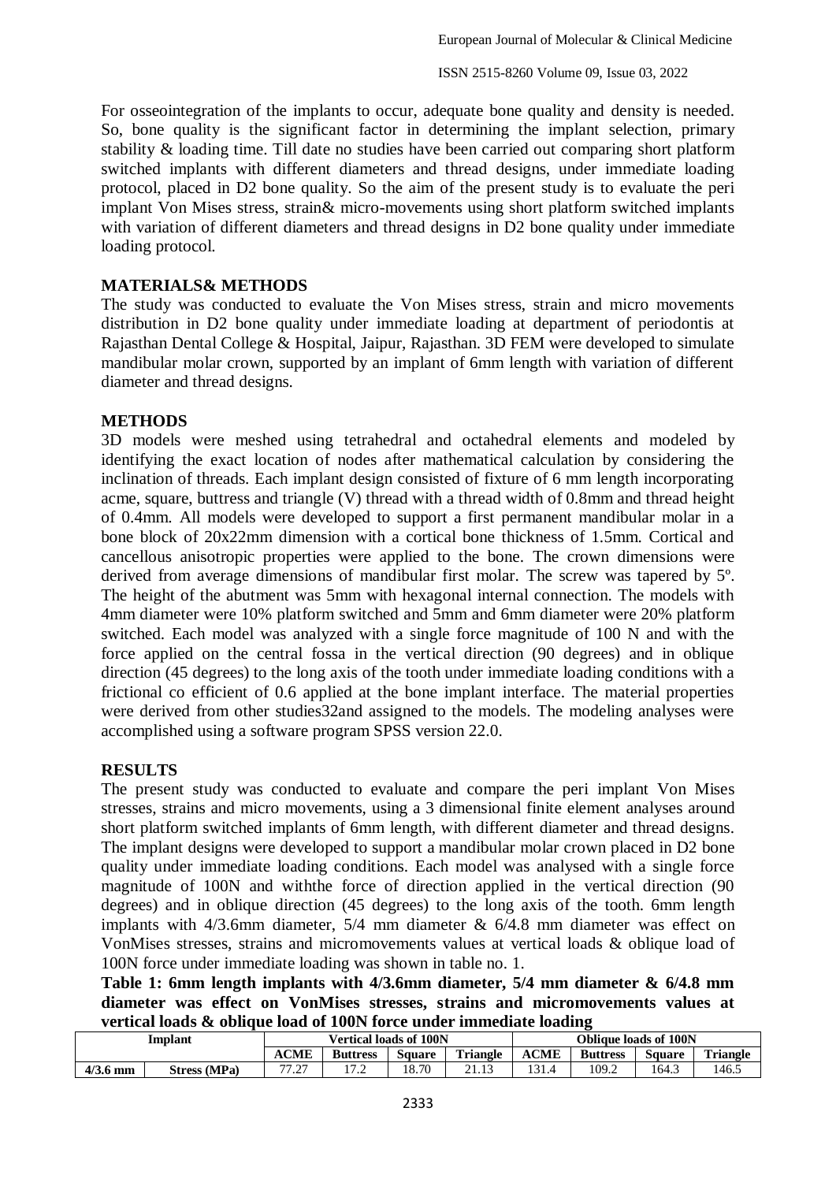For osseointegration of the implants to occur, adequate bone quality and density is needed. So, bone quality is the significant factor in determining the implant selection, primary stability & loading time. Till date no studies have been carried out comparing short platform switched implants with different diameters and thread designs, under immediate loading protocol, placed in D2 bone quality. So the aim of the present study is to evaluate the peri implant Von Mises stress, strain& micro-movements using short platform switched implants with variation of different diameters and thread designs in D2 bone quality under immediate loading protocol.

## MATERIALS& METHODS

The study was conducted to evaluate the Von Mises stress, strain and micro movements distribution in D2 bone quality under immediate loading at department of periodontis at Rajasthan Dental College & Hospital, Jaipur, Rajasthan. 3D FEM were developed to simulate mandibular molar crown, supported by an implant of 6mm length with variation of different diameter and thread designs.

## METHODS

3D models were meshed using tetrahedral and octahedral elements and modeled by identifying the exact location of nodes after mathematical calculation by considering the inclination of threads. Each implant design consisted of fixture of 6 mm length incorporating acme, square, buttress and triangle (V) thread with a thread width of 0.8mm and thread height of 0.4mm. All models were developed to support a first permanent mandibular molar in a bone block of 20x22mm dimension with a cortical bone thickness of 1.5mm. Cortical and cancellous anisotropic properties were applied to the bone. The crown dimensions were derived from average dimensions of mandibular first molar. The screw was tapered by 5º. The height of the abutment was 5mm with hexagonal internal connection. The models with 4mm diameter were 10% platform switched and 5mm and 6mm diameter were 20% platform switched. Each model was analyzed with a single force magnitude of 100 N and with the force applied on the central fossa in the vertical direction (90 degrees) and in oblique direction (45 degrees) to the long axis of the tooth under immediate loading conditions with a frictional co efficient of 0.6 applied at the bone implant interface. The material properties were derived from other studies32and assigned to the models. The modeling analyses were accomplished using a software program SPSS version 22.0.

## RESULTS

The present study was conducted to evaluate and compare the peri implant Von Mises stresses, strains and micro movements, using a 3 dimensional finite element analyses around short platform switched implants of 6mm length, with different diameter and thread designs. The implant designs were developed to support a mandibular molar crown placed in D2 bone quality under immediate loading conditions. Each model was analysed with a single force magnitude of 100N and withthe force of direction applied in the vertical direction (90 degrees) and in oblique direction (45 degrees) to the long axis of the tooth. 6mm length implants with 4/3.6mm diameter, 5/4 mm diameter & 6/4.8 mm diameter was effect on VonMises stresses, strains and micromovements values at vertical loads & oblique load of 100N force under immediate loading was shown in table no. 1.

**Table 1: 6mm length implants with 4/3.6mm diameter, 5/4 mm diameter & 6/4.8 mm diameter was effect on VonMises stresses, strains and micromovements values at vertical loads & oblique load of 100N force under immediate loading**

| Implant | | Vertical loads of 100N | | | | Oblique loads of 100N | | | |
|---|---|---|---|---|---|---|---|---|---|
| | | ACME | Buttress | Square | Triangle | ACME | Buttress | Square | Triangle |
| 4/3.6 mm | Stress (MPa) | 77.27 | 17.2 | 18.70 | 21.13 | 131.4 | 109.2 | 164.3 | 146.5 |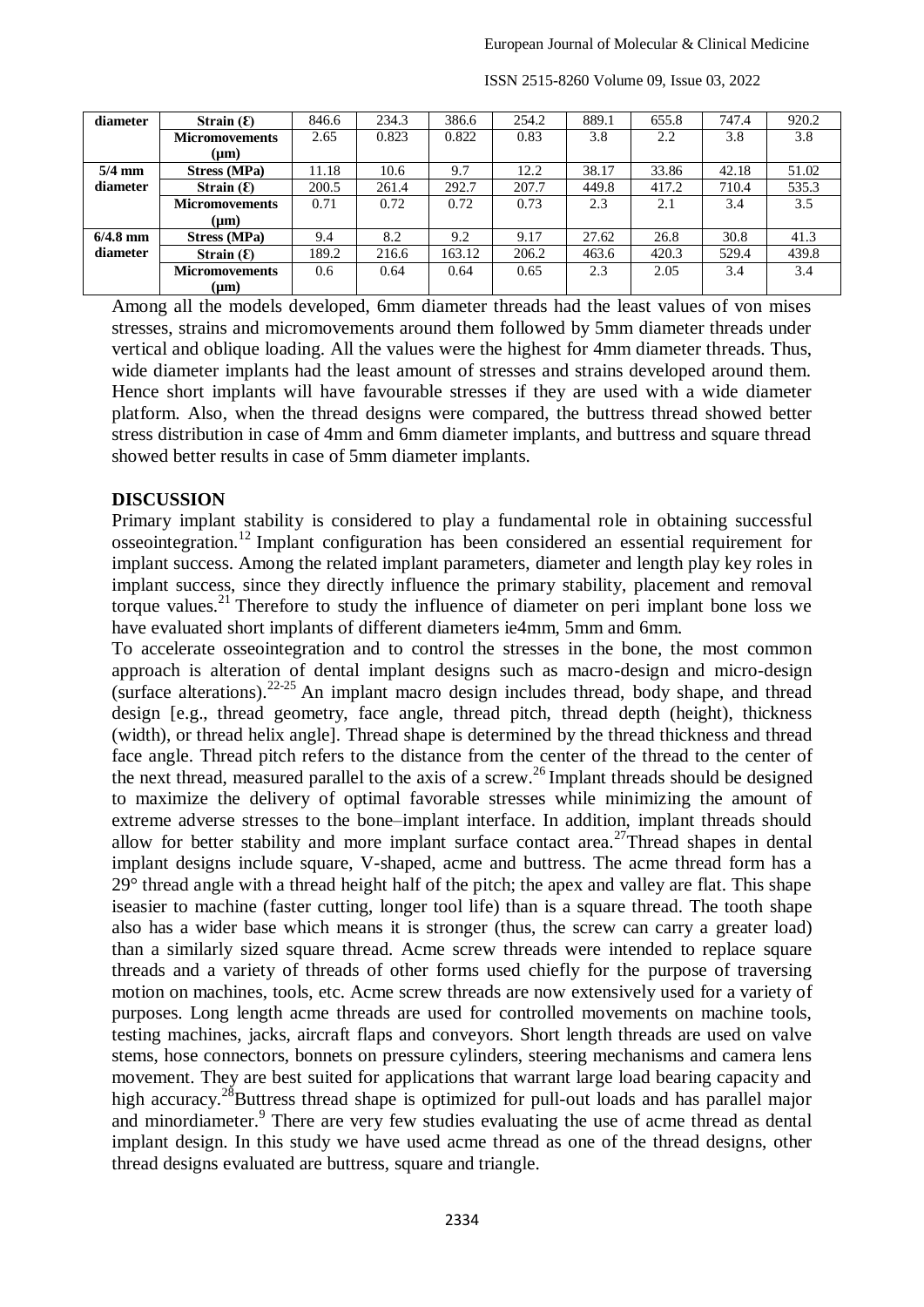| diameter | Strain (Ɛ) | 846.6 | 234.3 | 386.6 | 254.2 | 889.1 | 655.8 | 747.4 | 920.2 |
|---|---|---|---|---|---|---|---|---|---|
| | Micromovements (μm) | 2.65 | 0.823 | 0.822 | 0.83 | 3.8 | 2.2 | 3.8 | 3.8 |
| 5/4 mm diameter | Stress (MPa) | 11.18 | 10.6 | 9.7 | 12.2 | 38.17 | 33.86 | 42.18 | 51.02 |
| | Strain (Ɛ) | 200.5 | 261.4 | 292.7 | 207.7 | 449.8 | 417.2 | 710.4 | 535.3 |
| | Micromovements (μm) | 0.71 | 0.72 | 0.72 | 0.73 | 2.3 | 2.1 | 3.4 | 3.5 |
| 6/4.8 mm diameter | Stress (MPa) | 9.4 | 8.2 | 9.2 | 9.17 | 27.62 | 26.8 | 30.8 | 41.3 |
| | Strain (Ɛ) | 189.2 | 216.6 | 163.12 | 206.2 | 463.6 | 420.3 | 529.4 | 439.8 |
| | Micromovements (μm) | 0.6 | 0.64 | 0.64 | 0.65 | 2.3 | 2.05 | 3.4 | 3.4 |

Among all the models developed, 6mm diameter threads had the least values of von mises stresses, strains and micromovements around them followed by 5mm diameter threads under vertical and oblique loading. All the values were the highest for 4mm diameter threads. Thus, wide diameter implants had the least amount of stresses and strains developed around them. Hence short implants will have favourable stresses if they are used with a wide diameter platform. Also, when the thread designs were compared, the buttress thread showed better stress distribution in case of 4mm and 6mm diameter implants, and buttress and square thread showed better results in case of 5mm diameter implants.

## DISCUSSION

Primary implant stability is considered to play a fundamental role in obtaining successful osseointegration.[12] Implant configuration has been considered an essential requirement for implant success. Among the related implant parameters, diameter and length play key roles in implant success, since they directly influence the primary stability, placement and removal torque values.[21] Therefore to study the influence of diameter on peri implant bone loss we have evaluated short implants of different diameters ie4mm, 5mm and 6mm.

To accelerate osseointegration and to control the stresses in the bone, the most common approach is alteration of dental implant designs such as macro-design and micro-design (surface alterations).[22-25] An implant macro design includes thread, body shape, and thread design [e.g., thread geometry, face angle, thread pitch, thread depth (height), thickness (width), or thread helix angle]. Thread shape is determined by the thread thickness and thread face angle. Thread pitch refers to the distance from the center of the thread to the center of the next thread, measured parallel to the axis of a screw.[26] Implant threads should be designed to maximize the delivery of optimal favorable stresses while minimizing the amount of extreme adverse stresses to the bone–implant interface. In addition, implant threads should allow for better stability and more implant surface contact area.[27]Thread shapes in dental implant designs include square, V-shaped, acme and buttress. The acme thread form has a 29° thread angle with a thread height half of the pitch; the apex and valley are flat. This shape iseasier to machine (faster cutting, longer tool life) than is a square thread. The tooth shape also has a wider base which means it is stronger (thus, the screw can carry a greater load) than a similarly sized square thread. Acme screw threads were intended to replace square threads and a variety of threads of other forms used chiefly for the purpose of traversing motion on machines, tools, etc. Acme screw threads are now extensively used for a variety of purposes. Long length acme threads are used for controlled movements on machine tools, testing machines, jacks, aircraft flaps and conveyors. Short length threads are used on valve stems, hose connectors, bonnets on pressure cylinders, steering mechanisms and camera lens movement. They are best suited for applications that warrant large load bearing capacity and high accuracy.[28]Buttress thread shape is optimized for pull-out loads and has parallel major and minordiameter.[9] There are very few studies evaluating the use of acme thread as dental implant design. In this study we have used acme thread as one of the thread designs, other thread designs evaluated are buttress, square and triangle.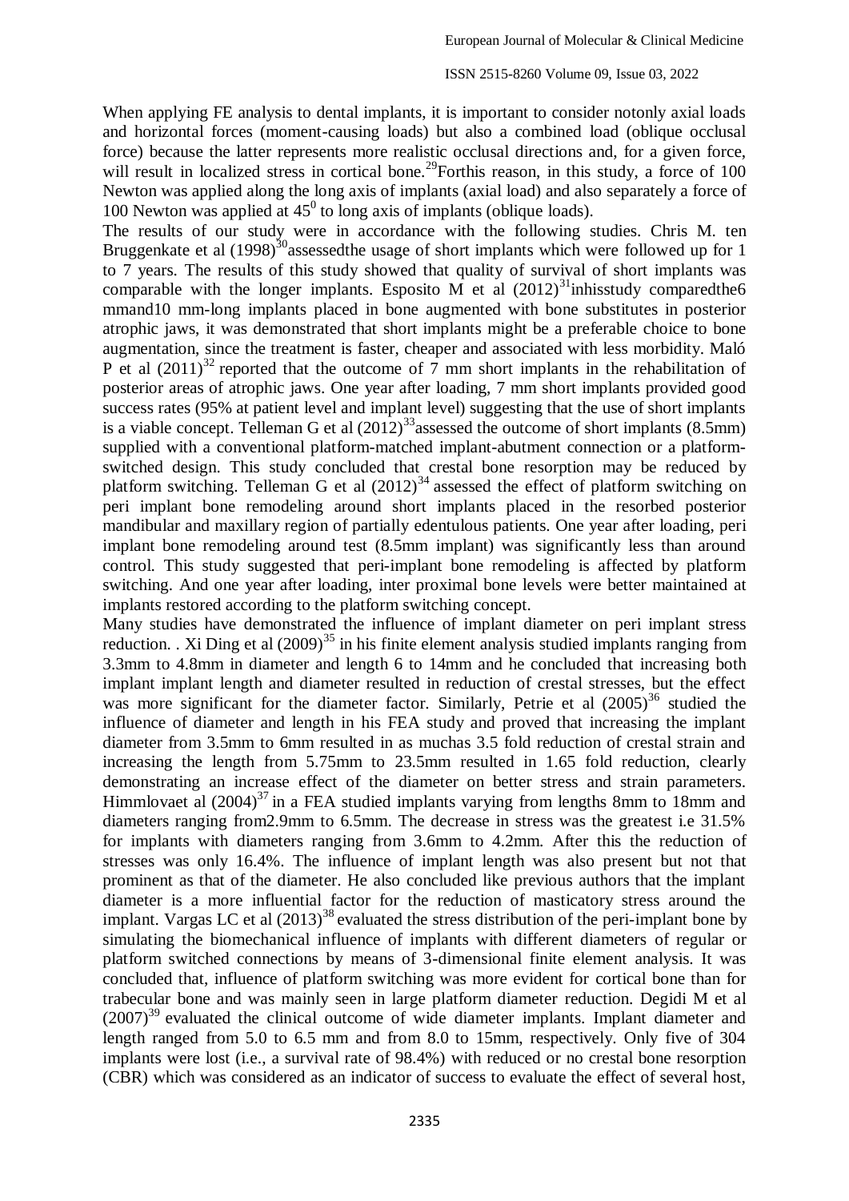When applying FE analysis to dental implants, it is important to consider notonly axial loads and horizontal forces (moment-causing loads) but also a combined load (oblique occlusal force) because the latter represents more realistic occlusal directions and, for a given force, will result in localized stress in cortical bone.[29]Forthis reason, in this study, a force of 100 Newton was applied along the long axis of implants (axial load) and also separately a force of 100 Newton was applied at $45^0$ to long axis of implants (oblique loads).

The results of our study were in accordance with the following studies. Chris M. ten Bruggenkate et al (1998)[30]assessedthe usage of short implants which were followed up for 1 to 7 years. The results of this study showed that quality of survival of short implants was comparable with the longer implants. Esposito M et al (2012)[31]inhisstudy comparedthe6 mmand10 mm-long implants placed in bone augmented with bone substitutes in posterior atrophic jaws, it was demonstrated that short implants might be a preferable choice to bone augmentation, since the treatment is faster, cheaper and associated with less morbidity. Maló P et al (2011)[32] reported that the outcome of 7 mm short implants in the rehabilitation of posterior areas of atrophic jaws. One year after loading, 7 mm short implants provided good success rates (95% at patient level and implant level) suggesting that the use of short implants is a viable concept. Telleman G et al (2012)[33]assessed the outcome of short implants (8.5mm) supplied with a conventional platform-matched implant-abutment connection or a platform-switched design. This study concluded that crestal bone resorption may be reduced by platform switching. Telleman G et al (2012)[34] assessed the effect of platform switching on peri implant bone remodeling around short implants placed in the resorbed posterior mandibular and maxillary region of partially edentulous patients. One year after loading, peri implant bone remodeling around test (8.5mm implant) was significantly less than around control. This study suggested that peri-implant bone remodeling is affected by platform switching. And one year after loading, inter proximal bone levels were better maintained at implants restored according to the platform switching concept.

Many studies have demonstrated the influence of implant diameter on peri implant stress reduction. . Xi Ding et al (2009)[35] in his finite element analysis studied implants ranging from 3.3mm to 4.8mm in diameter and length 6 to 14mm and he concluded that increasing both implant implant length and diameter resulted in reduction of crestal stresses, but the effect was more significant for the diameter factor. Similarly, Petrie et al (2005)[36] studied the influence of diameter and length in his FEA study and proved that increasing the implant diameter from 3.5mm to 6mm resulted in as muchas 3.5 fold reduction of crestal strain and increasing the length from 5.75mm to 23.5mm resulted in 1.65 fold reduction, clearly demonstrating an increase effect of the diameter on better stress and strain parameters. Himmlovaet al (2004)[37] in a FEA studied implants varying from lengths 8mm to 18mm and diameters ranging from2.9mm to 6.5mm. The decrease in stress was the greatest i.e 31.5% for implants with diameters ranging from 3.6mm to 4.2mm. After this the reduction of stresses was only 16.4%. The influence of implant length was also present but not that prominent as that of the diameter. He also concluded like previous authors that the implant diameter is a more influential factor for the reduction of masticatory stress around the implant. Vargas LC et al (2013)[38] evaluated the stress distribution of the peri-implant bone by simulating the biomechanical influence of implants with different diameters of regular or platform switched connections by means of 3-dimensional finite element analysis. It was concluded that, influence of platform switching was more evident for cortical bone than for trabecular bone and was mainly seen in large platform diameter reduction. Degidi M et al (2007)[39] evaluated the clinical outcome of wide diameter implants. Implant diameter and length ranged from 5.0 to 6.5 mm and from 8.0 to 15mm, respectively. Only five of 304 implants were lost (i.e., a survival rate of 98.4%) with reduced or no crestal bone resorption (CBR) which was considered as an indicator of success to evaluate the effect of several host,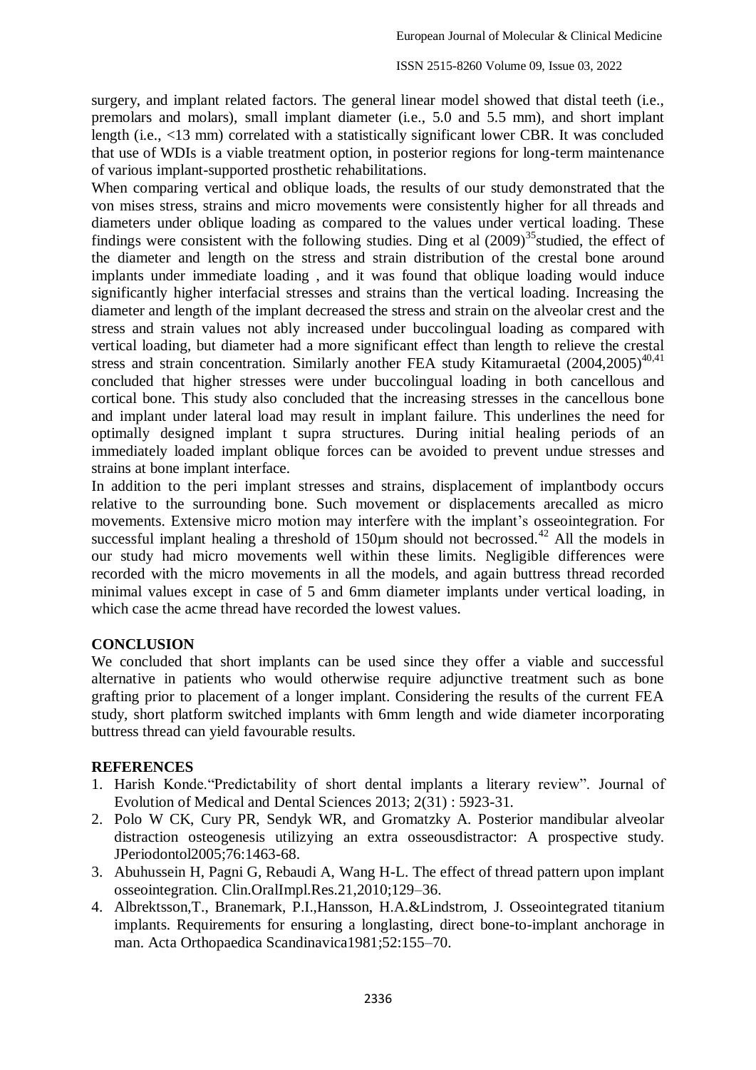surgery, and implant related factors. The general linear model showed that distal teeth (i.e., premolars and molars), small implant diameter (i.e., 5.0 and 5.5 mm), and short implant length (i.e., <13 mm) correlated with a statistically significant lower CBR. It was concluded that use of WDIs is a viable treatment option, in posterior regions for long-term maintenance of various implant-supported prosthetic rehabilitations.

When comparing vertical and oblique loads, the results of our study demonstrated that the von mises stress, strains and micro movements were consistently higher for all threads and diameters under oblique loading as compared to the values under vertical loading. These findings were consistent with the following studies. Ding et al (2009)[35]studied, the effect of the diameter and length on the stress and strain distribution of the crestal bone around implants under immediate loading , and it was found that oblique loading would induce significantly higher interfacial stresses and strains than the vertical loading. Increasing the diameter and length of the implant decreased the stress and strain on the alveolar crest and the stress and strain values not ably increased under buccolingual loading as compared with vertical loading, but diameter had a more significant effect than length to relieve the crestal stress and strain concentration. Similarly another FEA study Kitamuraetal (2004,2005)[40,41] concluded that higher stresses were under buccolingual loading in both cancellous and cortical bone. This study also concluded that the increasing stresses in the cancellous bone and implant under lateral load may result in implant failure. This underlines the need for optimally designed implant t supra structures. During initial healing periods of an immediately loaded implant oblique forces can be avoided to prevent undue stresses and strains at bone implant interface.

In addition to the peri implant stresses and strains, displacement of implantbody occurs relative to the surrounding bone. Such movement or displacements arecalled as micro movements. Extensive micro motion may interfere with the implant's osseointegration. For successful implant healing a threshold of 150μm should not becrossed.[42] All the models in our study had micro movements well within these limits. Negligible differences were recorded with the micro movements in all the models, and again buttress thread recorded minimal values except in case of 5 and 6mm diameter implants under vertical loading, in which case the acme thread have recorded the lowest values.

## CONCLUSION

We concluded that short implants can be used since they offer a viable and successful alternative in patients who would otherwise require adjunctive treatment such as bone grafting prior to placement of a longer implant. Considering the results of the current FEA study, short platform switched implants with 6mm length and wide diameter incorporating buttress thread can yield favourable results.

## REFERENCES

1. Harish Konde."Predictability of short dental implants a literary review". Journal of Evolution of Medical and Dental Sciences 2013; 2(31) : 5923-31.
2. Polo W CK, Cury PR, Sendyk WR, and Gromatzky A. Posterior mandibular alveolar distraction osteogenesis utilizying an extra osseousdistractor: A prospective study. JPeriodontol2005;76:1463-68.
3. Abuhussein H, Pagni G, Rebaudi A, Wang H-L. The effect of thread pattern upon implant osseointegration. Clin.OralImpl.Res.21,2010;129–36.
4. Albrektsson,T., Branemark, P.I.,Hansson, H.A.&Lindstrom, J. Osseointegrated titanium implants. Requirements for ensuring a longlasting, direct bone-to-implant anchorage in man. Acta Orthopaedica Scandinavica1981;52:155–70.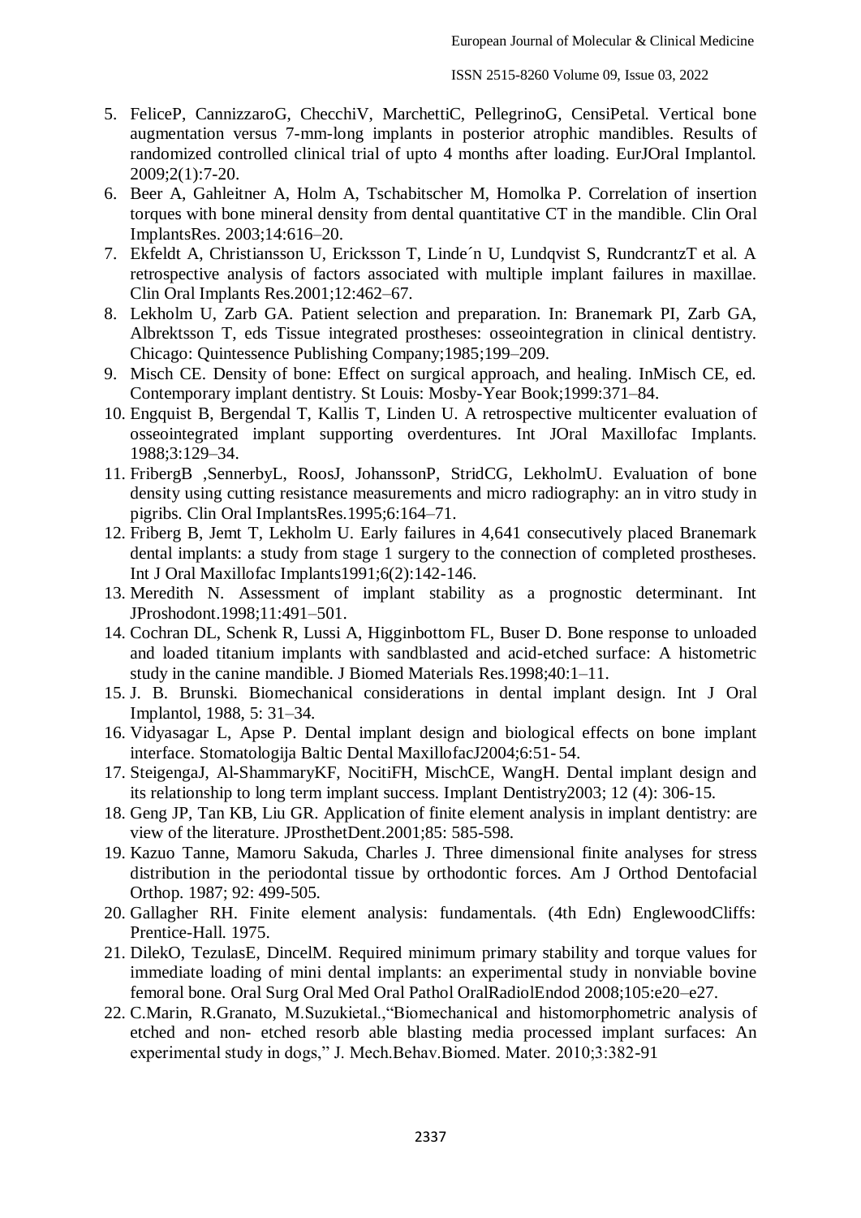5. FeliceP, CannizzaroG, ChecchiV, MarchettiC, PellegrinoG, CensiPetal. Vertical bone augmentation versus 7-mm-long implants in posterior atrophic mandibles. Results of randomized controlled clinical trial of upto 4 months after loading. EurJOral Implantol. 2009;2(1):7-20.
6. Beer A, Gahleitner A, Holm A, Tschabitscher M, Homolka P. Correlation of insertion torques with bone mineral density from dental quantitative CT in the mandible. Clin Oral ImplantsRes. 2003;14:616–20.
7. Ekfeldt A, Christiansson U, Ericksson T, Linde´n U, Lundqvist S, RundcrantzT et al. A retrospective analysis of factors associated with multiple implant failures in maxillae. Clin Oral Implants Res.2001;12:462–67.
8. Lekholm U, Zarb GA. Patient selection and preparation. In: Branemark PI, Zarb GA, Albrektsson T, eds Tissue integrated prostheses: osseointegration in clinical dentistry. Chicago: Quintessence Publishing Company;1985;199–209.
9. Misch CE. Density of bone: Effect on surgical approach, and healing. InMisch CE, ed. Contemporary implant dentistry. St Louis: Mosby-Year Book;1999:371–84.
10. Engquist B, Bergendal T, Kallis T, Linden U. A retrospective multicenter evaluation of osseointegrated implant supporting overdentures. Int JOral Maxillofac Implants. 1988;3:129–34.
11. FribergB ,SennerbyL, RoosJ, JohanssonP, StridCG, LekholmU. Evaluation of bone density using cutting resistance measurements and micro radiography: an in vitro study in pigribs. Clin Oral ImplantsRes.1995;6:164–71.
12. Friberg B, Jemt T, Lekholm U. Early failures in 4,641 consecutively placed Branemark dental implants: a study from stage 1 surgery to the connection of completed prostheses. Int J Oral Maxillofac Implants1991;6(2):142-146.
13. Meredith N. Assessment of implant stability as a prognostic determinant. Int JProshodont.1998;11:491–501.
14. Cochran DL, Schenk R, Lussi A, Higginbottom FL, Buser D. Bone response to unloaded and loaded titanium implants with sandblasted and acid-etched surface: A histometric study in the canine mandible. J Biomed Materials Res.1998;40:1–11.
15. J. B. Brunski. Biomechanical considerations in dental implant design. Int J Oral Implantol, 1988, 5: 31–34.
16. Vidyasagar L, Apse P. Dental implant design and biological effects on bone implant interface. Stomatologija Baltic Dental MaxillofacJ2004;6:51- 54.
17. SteigengaJ, Al-ShammaryKF, NocitiFH, MischCE, WangH. Dental implant design and its relationship to long term implant success. Implant Dentistry2003; 12 (4): 306-15.
18. Geng JP, Tan KB, Liu GR. Application of finite element analysis in implant dentistry: are view of the literature. JProsthetDent.2001;85: 585-598.
19. Kazuo Tanne, Mamoru Sakuda, Charles J. Three dimensional finite analyses for stress distribution in the periodontal tissue by orthodontic forces. Am J Orthod Dentofacial Orthop. 1987; 92: 499-505.
20. Gallagher RH. Finite element analysis: fundamentals. (4th Edn) EnglewoodCliffs: Prentice-Hall. 1975.
21. DilekO, TezulasE, DincelM. Required minimum primary stability and torque values for immediate loading of mini dental implants: an experimental study in nonviable bovine femoral bone. Oral Surg Oral Med Oral Pathol OralRadiolEndod 2008;105:e20–e27.
22. C.Marin, R.Granato, M.Suzukietal.,"Biomechanical and histomorphometric analysis of etched and non- etched resorb able blasting media processed implant surfaces: An experimental study in dogs," J. Mech.Behav.Biomed. Mater. 2010;3:382-91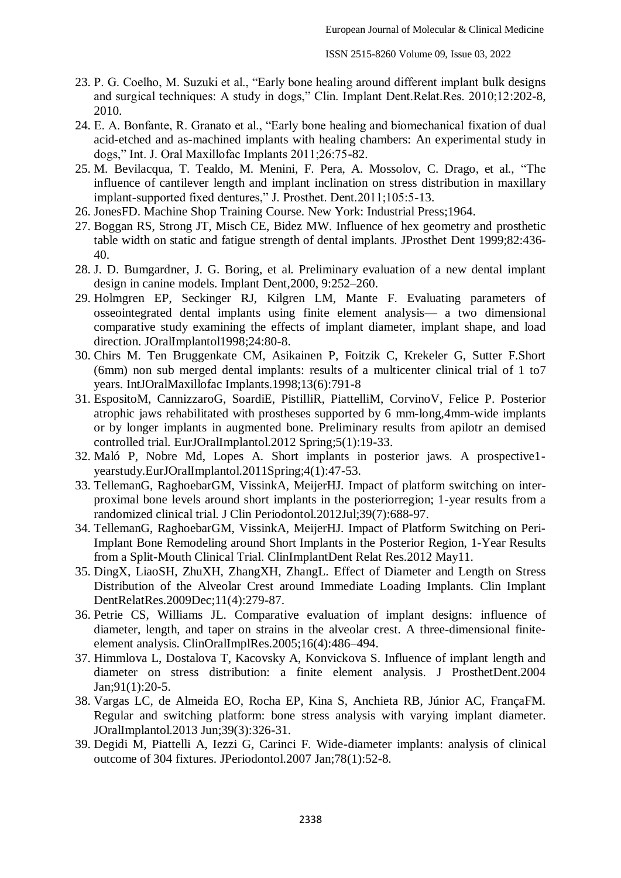23. P. G. Coelho, M. Suzuki et al., "Early bone healing around different implant bulk designs and surgical techniques: A study in dogs," Clin. Implant Dent.Relat.Res. 2010;12:202-8, 2010.
24. E. A. Bonfante, R. Granato et al., "Early bone healing and biomechanical fixation of dual acid-etched and as-machined implants with healing chambers: An experimental study in dogs," Int. J. Oral Maxillofac Implants 2011;26:75-82.
25. M. Bevilacqua, T. Tealdo, M. Menini, F. Pera, A. Mossolov, C. Drago, et al., "The influence of cantilever length and implant inclination on stress distribution in maxillary implant-supported fixed dentures," J. Prosthet. Dent.2011;105:5-13.
26. JonesFD. Machine Shop Training Course. New York: Industrial Press;1964.
27. Boggan RS, Strong JT, Misch CE, Bidez MW. Influence of hex geometry and prosthetic table width on static and fatigue strength of dental implants. JProsthet Dent 1999;82:436-40.
28. J. D. Bumgardner, J. G. Boring, et al. Preliminary evaluation of a new dental implant design in canine models. Implant Dent,2000, 9:252–260.
29. Holmgren EP, Seckinger RJ, Kilgren LM, Mante F. Evaluating parameters of osseointegrated dental implants using finite element analysis— a two dimensional comparative study examining the effects of implant diameter, implant shape, and load direction. JOralImplantol1998;24:80-8.
30. Chirs M. Ten Bruggenkate CM, Asikainen P, Foitzik C, Krekeler G, Sutter F.Short (6mm) non sub merged dental implants: results of a multicenter clinical trial of 1 to7 years. IntJOralMaxillofac Implants.1998;13(6):791-8
31. EspositoM, CannizzaroG, SoardiE, PistilliR, PiattelliM, CorvinoV, Felice P. Posterior atrophic jaws rehabilitated with prostheses supported by 6 mm-long,4mm-wide implants or by longer implants in augmented bone. Preliminary results from apilotr an demised controlled trial. EurJOralImplantol.2012 Spring;5(1):19-33.
32. Maló P, Nobre Md, Lopes A. Short implants in posterior jaws. A prospective1-yearstudy.EurJOralImplantol.2011Spring;4(1):47-53.
33. TellemanG, RaghoebarGM, VissinkA, MeijerHJ. Impact of platform switching on inter-proximal bone levels around short implants in the posteriorregion; 1-year results from a randomized clinical trial. J Clin Periodontol.2012Jul;39(7):688-97.
34. TellemanG, RaghoebarGM, VissinkA, MeijerHJ. Impact of Platform Switching on Peri-Implant Bone Remodeling around Short Implants in the Posterior Region, 1-Year Results from a Split-Mouth Clinical Trial. ClinImplantDent Relat Res.2012 May11.
35. DingX, LiaoSH, ZhuXH, ZhangXH, ZhangL. Effect of Diameter and Length on Stress Distribution of the Alveolar Crest around Immediate Loading Implants. Clin Implant DentRelatRes.2009Dec;11(4):279-87.
36. Petrie CS, Williams JL. Comparative evaluation of implant designs: influence of diameter, length, and taper on strains in the alveolar crest. A three-dimensional finite-element analysis. ClinOralImplRes.2005;16(4):486–494.
37. Himmlova L, Dostalova T, Kacovsky A, Konvickova S. Influence of implant length and diameter on stress distribution: a finite element analysis. J ProsthetDent.2004 Jan;91(1):20-5.
38. Vargas LC, de Almeida EO, Rocha EP, Kina S, Anchieta RB, Júnior AC, FrançaFM. Regular and switching platform: bone stress analysis with varying implant diameter. JOralImplantol.2013 Jun;39(3):326-31.
39. Degidi M, Piattelli A, Iezzi G, Carinci F. Wide-diameter implants: analysis of clinical outcome of 304 fixtures. JPeriodontol.2007 Jan;78(1):52-8.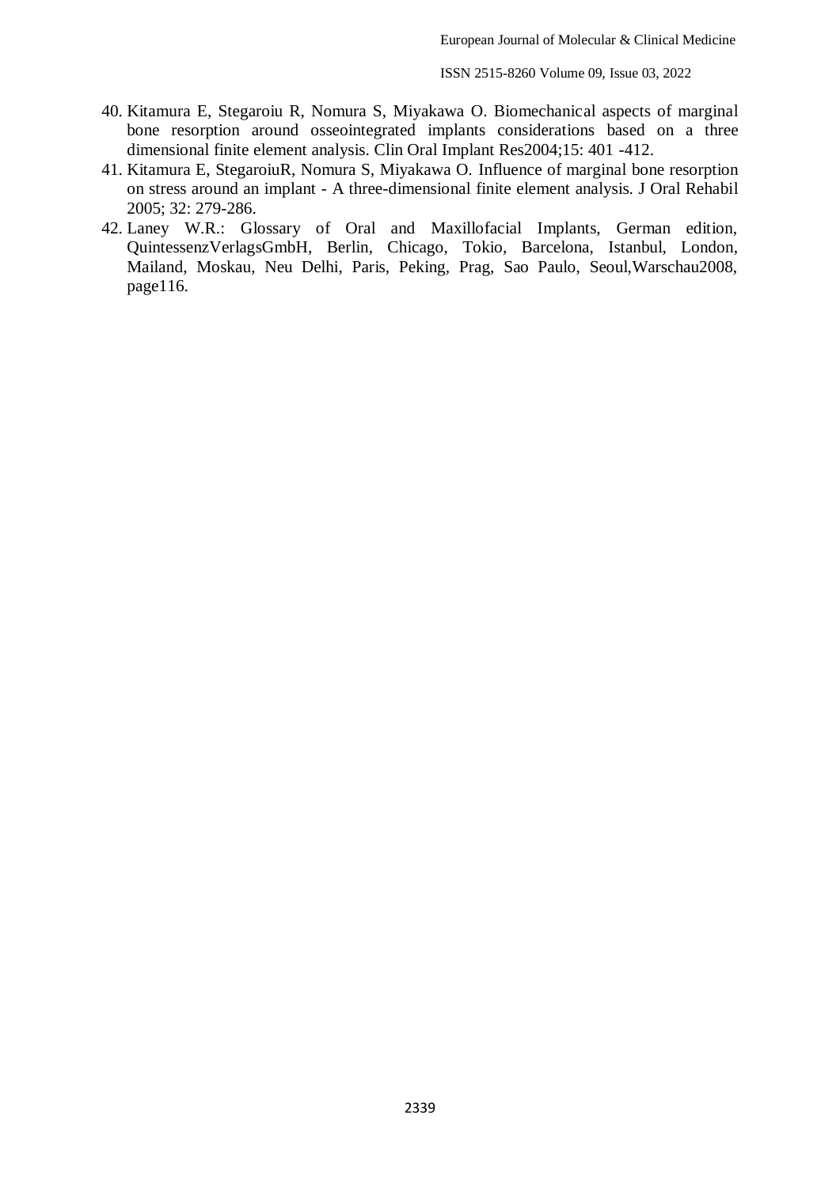40. Kitamura E, Stegaroiu R, Nomura S, Miyakawa O. Biomechanical aspects of marginal bone resorption around osseointegrated implants considerations based on a three dimensional finite element analysis. Clin Oral Implant Res2004;15: 401 -412.
41. Kitamura E, StegaroiuR, Nomura S, Miyakawa O. Influence of marginal bone resorption on stress around an implant - A three-dimensional finite element analysis. J Oral Rehabil 2005; 32: 279-286.
42. Laney W.R.: Glossary of Oral and Maxillofacial Implants, German edition, QuintessenzVerlagsGmbH, Berlin, Chicago, Tokio, Barcelona, Istanbul, London, Mailand, Moskau, Neu Delhi, Paris, Peking, Prag, Sao Paulo, Seoul,Warschau2008, page116.